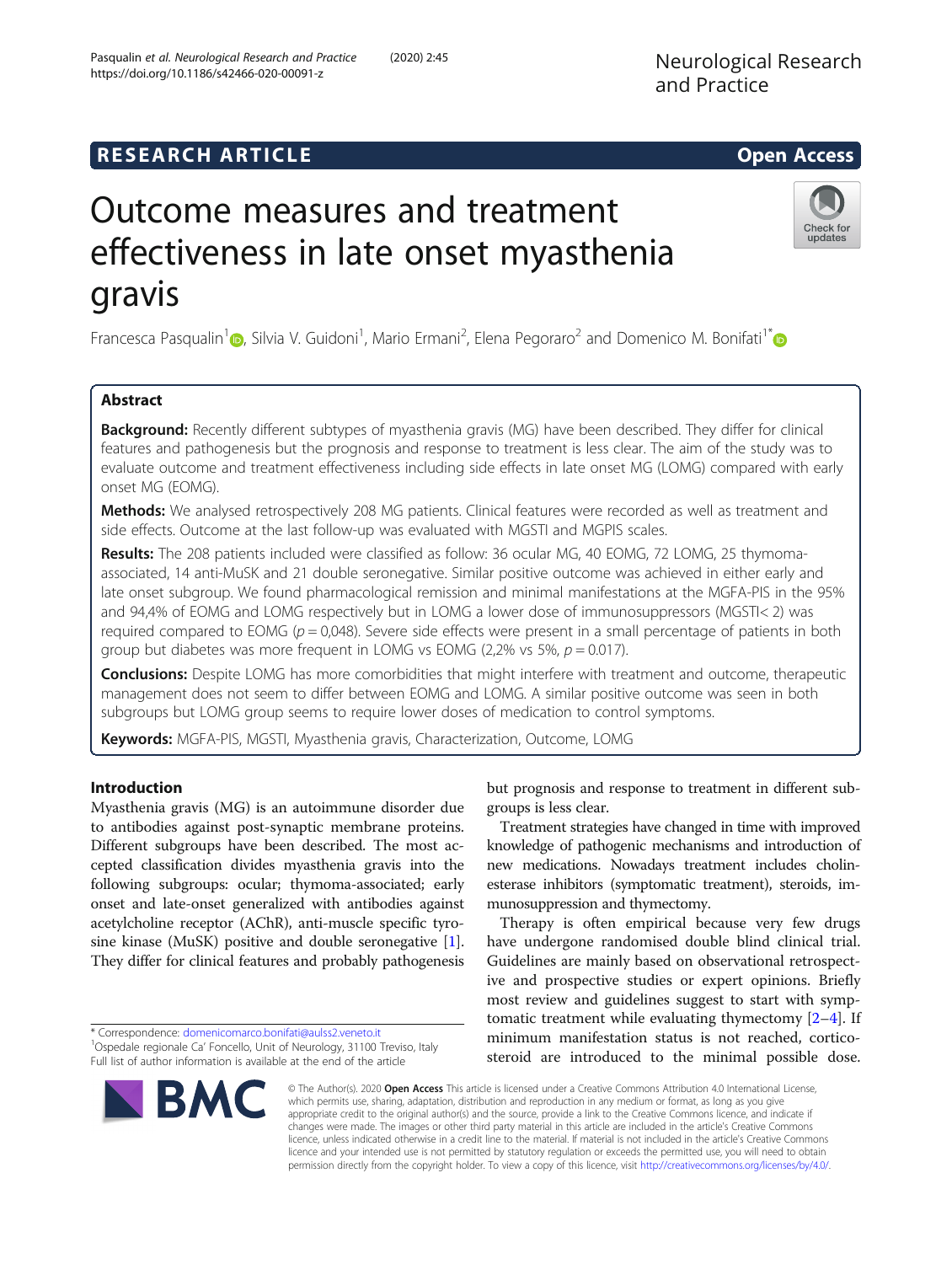# Outcome measures and treatment effectiveness in late onset myasthenia gravis

Francesca Pasqualin[1], Silvia V. Guidoni[1], Mario Ermani[2], Elena Pegoraro[2] and Domenico M. Bonifati[1*]

## Abstract

**Background:** Recently different subtypes of myasthenia gravis (MG) have been described. They differ for clinical features and pathogenesis but the prognosis and response to treatment is less clear. The aim of the study was to evaluate outcome and treatment effectiveness including side effects in late onset MG (LOMG) compared with early onset MG (EOMG).

**Methods:** We analysed retrospectively 208 MG patients. Clinical features were recorded as well as treatment and side effects. Outcome at the last follow-up was evaluated with MGSTI and MGPIS scales.

**Results:** The 208 patients included were classified as follow: 36 ocular MG, 40 EOMG, 72 LOMG, 25 thymoma-associated, 14 anti-MuSK and 21 double seronegative. Similar positive outcome was achieved in either early and late onset subgroup. We found pharmacological remission and minimal manifestations at the MGFA-PIS in the 95% and 94,4% of EOMG and LOMG respectively but in LOMG a lower dose of immunosuppressors (MGSTI< 2) was required compared to EOMG ($p = 0{,}048$). Severe side effects were present in a small percentage of patients in both group but diabetes was more frequent in LOMG vs EOMG (2,2% vs 5%, $p = 0.017$).

**Conclusions:** Despite LOMG has more comorbidities that might interfere with treatment and outcome, therapeutic management does not seem to differ between EOMG and LOMG. A similar positive outcome was seen in both subgroups but LOMG group seems to require lower doses of medication to control symptoms.

**Keywords:** MGFA-PIS, MGSTI, Myasthenia gravis, Characterization, Outcome, LOMG

## Introduction

Myasthenia gravis (MG) is an autoimmune disorder due to antibodies against post-synaptic membrane proteins. Different subgroups have been described. The most accepted classification divides myasthenia gravis into the following subgroups: ocular; thymoma-associated; early onset and late-onset generalized with antibodies against acetylcholine receptor (AChR), anti-muscle specific tyrosine kinase (MuSK) positive and double seronegative [1]. They differ for clinical features and probably pathogenesis but prognosis and response to treatment in different subgroups is less clear.

Treatment strategies have changed in time with improved knowledge of pathogenic mechanisms and introduction of new medications. Nowadays treatment includes cholinesterase inhibitors (symptomatic treatment), steroids, immunosuppression and thymectomy.

Therapy is often empirical because very few drugs have undergone randomised double blind clinical trial. Guidelines are mainly based on observational retrospective and prospective studies or expert opinions. Briefly most review and guidelines suggest to start with symptomatic treatment while evaluating thymectomy [2–4]. If minimum manifestation status is not reached, corticosteroid are introduced to the minimal possible dose.

\* Correspondence: domenicomarco.bonifati@aulss2.veneto.it
[1]Ospedale regionale Ca' Foncello, Unit of Neurology, 31100 Treviso, Italy
Full list of author information is available at the end of the article

© The Author(s). 2020 **Open Access** This article is licensed under a Creative Commons Attribution 4.0 International License, which permits use, sharing, adaptation, distribution and reproduction in any medium or format, as long as you give appropriate credit to the original author(s) and the source, provide a link to the Creative Commons licence, and indicate if changes were made. The images or other third party material in this article are included in the article's Creative Commons licence, unless indicated otherwise in a credit line to the material. If material is not included in the article's Creative Commons licence and your intended use is not permitted by statutory regulation or exceeds the permitted use, you will need to obtain permission directly from the copyright holder. To view a copy of this licence, visit http://creativecommons.org/licenses/by/4.0/.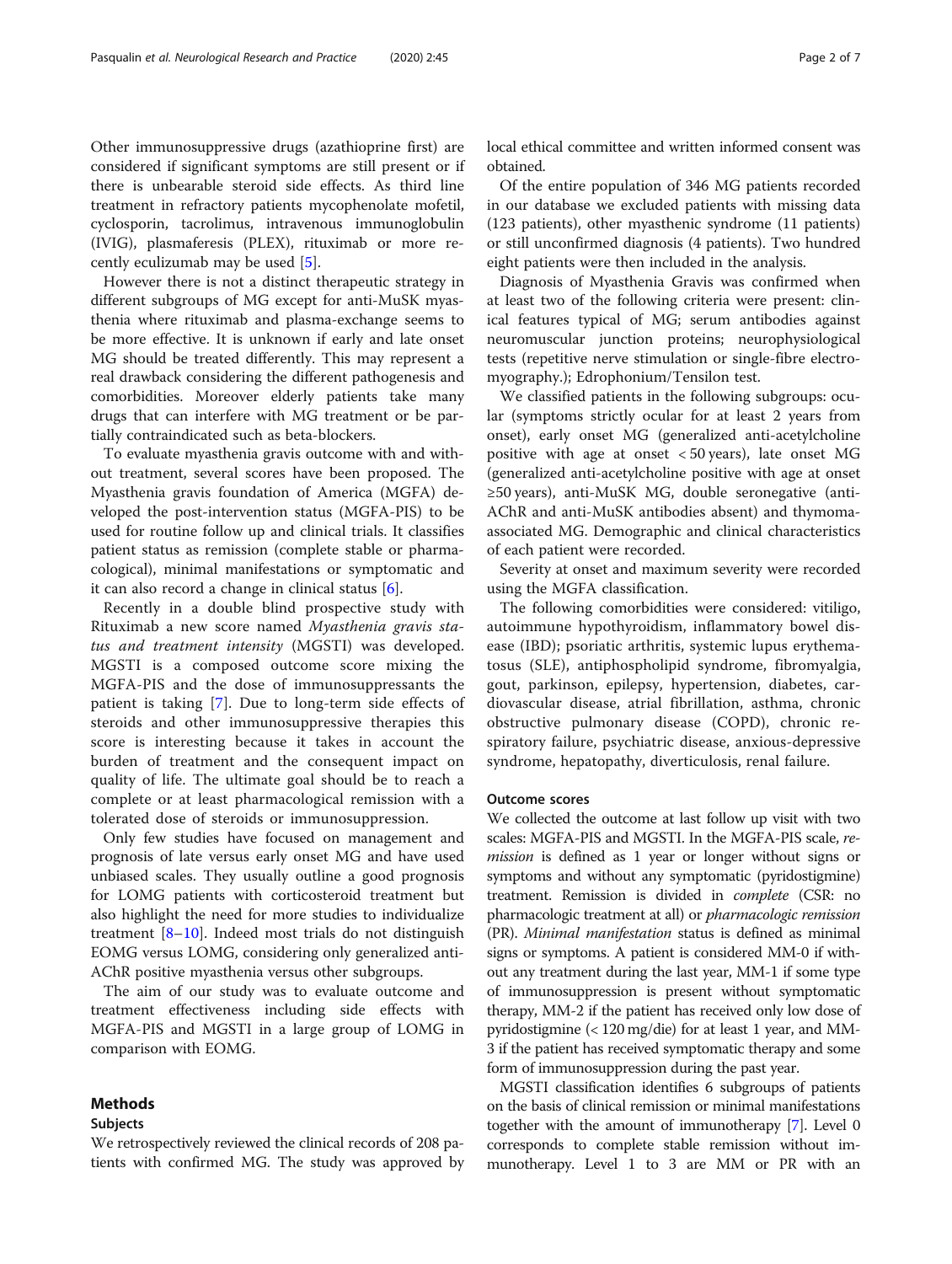Other immunosuppressive drugs (azathioprine first) are considered if significant symptoms are still present or if there is unbearable steroid side effects. As third line treatment in refractory patients mycophenolate mofetil, cyclosporin, tacrolimus, intravenous immunoglobulin (IVIG), plasmaferesis (PLEX), rituximab or more recently eculizumab may be used [5].

However there is not a distinct therapeutic strategy in different subgroups of MG except for anti-MuSK myasthenia where rituximab and plasma-exchange seems to be more effective. It is unknown if early and late onset MG should be treated differently. This may represent a real drawback considering the different pathogenesis and comorbidities. Moreover elderly patients take many drugs that can interfere with MG treatment or be partially contraindicated such as beta-blockers.

To evaluate myasthenia gravis outcome with and without treatment, several scores have been proposed. The Myasthenia gravis foundation of America (MGFA) developed the post-intervention status (MGFA-PIS) to be used for routine follow up and clinical trials. It classifies patient status as remission (complete stable or pharmacological), minimal manifestations or symptomatic and it can also record a change in clinical status [6].

Recently in a double blind prospective study with Rituximab a new score named *Myasthenia gravis status and treatment intensity* (MGSTI) was developed. MGSTI is a composed outcome score mixing the MGFA-PIS and the dose of immunosuppressants the patient is taking [7]. Due to long-term side effects of steroids and other immunosuppressive therapies this score is interesting because it takes in account the burden of treatment and the consequent impact on quality of life. The ultimate goal should be to reach a complete or at least pharmacological remission with a tolerated dose of steroids or immunosuppression.

Only few studies have focused on management and prognosis of late versus early onset MG and have used unbiased scales. They usually outline a good prognosis for LOMG patients with corticosteroid treatment but also highlight the need for more studies to individualize treatment [8–10]. Indeed most trials do not distinguish EOMG versus LOMG, considering only generalized anti-AChR positive myasthenia versus other subgroups.

The aim of our study was to evaluate outcome and treatment effectiveness including side effects with MGFA-PIS and MGSTI in a large group of LOMG in comparison with EOMG.

## Methods

### Subjects

We retrospectively reviewed the clinical records of 208 patients with confirmed MG. The study was approved by local ethical committee and written informed consent was obtained.

Of the entire population of 346 MG patients recorded in our database we excluded patients with missing data (123 patients), other myasthenic syndrome (11 patients) or still unconfirmed diagnosis (4 patients). Two hundred eight patients were then included in the analysis.

Diagnosis of Myasthenia Gravis was confirmed when at least two of the following criteria were present: clinical features typical of MG; serum antibodies against neuromuscular junction proteins; neurophysiological tests (repetitive nerve stimulation or single-fibre electromyography.); Edrophonium/Tensilon test.

We classified patients in the following subgroups: ocular (symptoms strictly ocular for at least 2 years from onset), early onset MG (generalized anti-acetylcholine positive with age at onset < 50 years), late onset MG (generalized anti-acetylcholine positive with age at onset ≥50 years), anti-MuSK MG, double seronegative (anti-AChR and anti-MuSK antibodies absent) and thymoma-associated MG. Demographic and clinical characteristics of each patient were recorded.

Severity at onset and maximum severity were recorded using the MGFA classification.

The following comorbidities were considered: vitiligo, autoimmune hypothyroidism, inflammatory bowel disease (IBD); psoriatic arthritis, systemic lupus erythematosus (SLE), antiphospholipid syndrome, fibromyalgia, gout, parkinson, epilepsy, hypertension, diabetes, cardiovascular disease, atrial fibrillation, asthma, chronic obstructive pulmonary disease (COPD), chronic respiratory failure, psychiatric disease, anxious-depressive syndrome, hepatopathy, diverticulosis, renal failure.

### Outcome scores

We collected the outcome at last follow up visit with two scales: MGFA-PIS and MGSTI. In the MGFA-PIS scale, *remission* is defined as 1 year or longer without signs or symptoms and without any symptomatic (pyridostigmine) treatment. Remission is divided in *complete* (CSR: no pharmacologic treatment at all) or *pharmacologic remission* (PR). *Minimal manifestation* status is defined as minimal signs or symptoms. A patient is considered MM-0 if without any treatment during the last year, MM-1 if some type of immunosuppression is present without symptomatic therapy, MM-2 if the patient has received only low dose of pyridostigmine (< 120 mg/die) for at least 1 year, and MM-3 if the patient has received symptomatic therapy and some form of immunosuppression during the past year.

MGSTI classification identifies 6 subgroups of patients on the basis of clinical remission or minimal manifestations together with the amount of immunotherapy [7]. Level 0 corresponds to complete stable remission without immunotherapy. Level 1 to 3 are MM or PR with an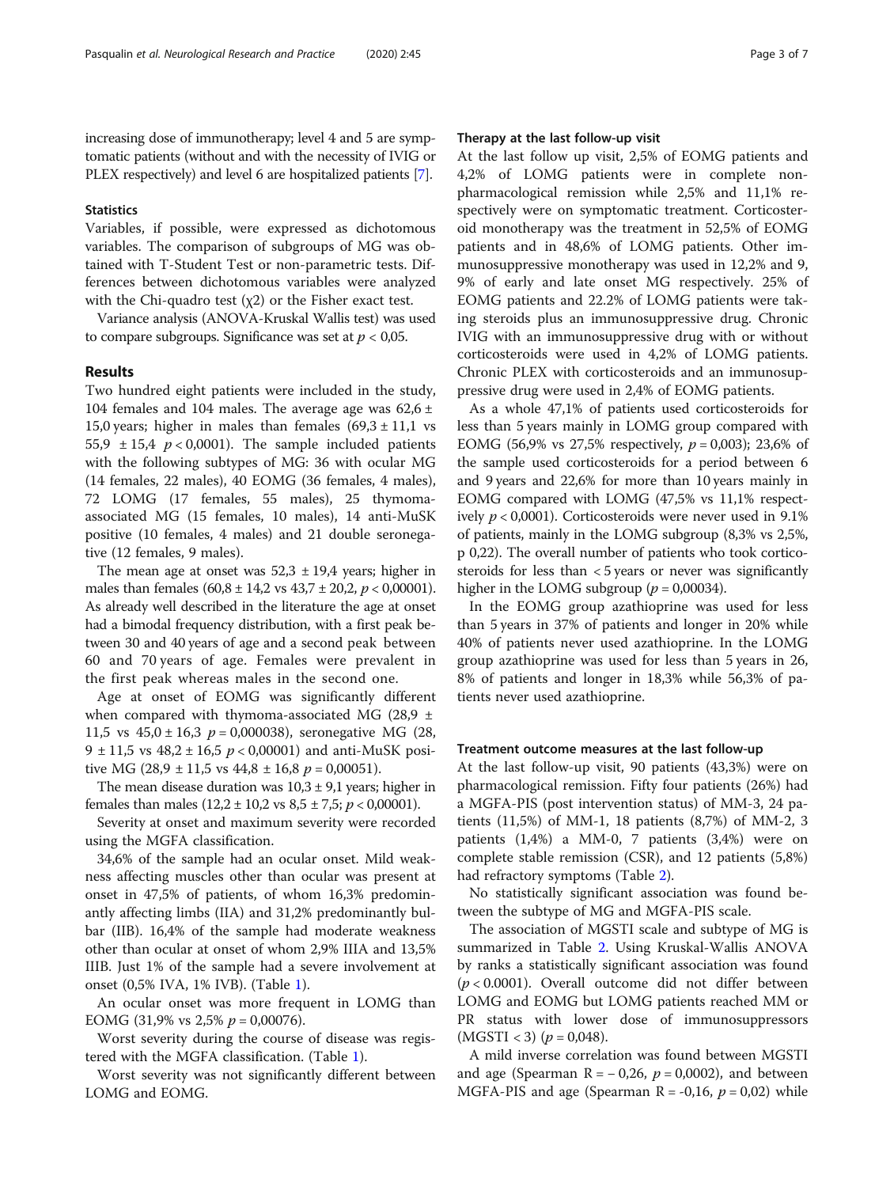increasing dose of immunotherapy; level 4 and 5 are symptomatic patients (without and with the necessity of IVIG or PLEX respectively) and level 6 are hospitalized patients [7].

### Statistics

Variables, if possible, were expressed as dichotomous variables. The comparison of subgroups of MG was obtained with T-Student Test or non-parametric tests. Differences between dichotomous variables were analyzed with the Chi-quadro test ($\chi 2$) or the Fisher exact test.

Variance analysis (ANOVA-Kruskal Wallis test) was used to compare subgroups. Significance was set at $p < 0{,}05$.

## Results

Two hundred eight patients were included in the study, 104 females and 104 males. The average age was 62,6 ± 15,0 years; higher in males than females (69,3 ± 11,1 vs 55,9 ± 15,4 $p < 0{,}0001$). The sample included patients with the following subtypes of MG: 36 with ocular MG (14 females, 22 males), 40 EOMG (36 females, 4 males), 72 LOMG (17 females, 55 males), 25 thymoma-associated MG (15 females, 10 males), 14 anti-MuSK positive (10 females, 4 males) and 21 double seronegative (12 females, 9 males).

The mean age at onset was 52,3 ± 19,4 years; higher in males than females (60,8 ± 14,2 vs 43,7 ± 20,2, $p < 0{,}00001$). As already well described in the literature the age at onset had a bimodal frequency distribution, with a first peak between 30 and 40 years of age and a second peak between 60 and 70 years of age. Females were prevalent in the first peak whereas males in the second one.

Age at onset of EOMG was significantly different when compared with thymoma-associated MG (28,9 ± 11,5 vs 45,0 ± 16,3 $p = 0{,}000038$), seronegative MG (28, 9 ± 11,5 vs 48,2 ± 16,5 $p < 0{,}00001$) and anti-MuSK positive MG (28,9 ± 11,5 vs 44,8 ± 16,8 $p = 0{,}00051$).

The mean disease duration was 10,3 ± 9,1 years; higher in females than males (12,2 ± 10,2 vs 8,5 ± 7,5; $p < 0{,}00001$).

Severity at onset and maximum severity were recorded using the MGFA classification.

34,6% of the sample had an ocular onset. Mild weakness affecting muscles other than ocular was present at onset in 47,5% of patients, of whom 16,3% predominantly affecting limbs (IIA) and 31,2% predominantly bulbar (IIB). 16,4% of the sample had moderate weakness other than ocular at onset of whom 2,9% IIIA and 13,5% IIIB. Just 1% of the sample had a severe involvement at onset (0,5% IVA, 1% IVB). (Table 1).

An ocular onset was more frequent in LOMG than EOMG (31,9% vs 2,5% $p = 0{,}00076$).

Worst severity during the course of disease was registered with the MGFA classification. (Table 1).

Worst severity was not significantly different between LOMG and EOMG.

### Therapy at the last follow-up visit

At the last follow up visit, 2,5% of EOMG patients and 4,2% of LOMG patients were in complete non-pharmacological remission while 2,5% and 11,1% respectively were on symptomatic treatment. Corticosteroid monotherapy was the treatment in 52,5% of EOMG patients and in 48,6% of LOMG patients. Other immunosuppressive monotherapy was used in 12,2% and 9, 9% of early and late onset MG respectively. 25% of EOMG patients and 22.2% of LOMG patients were taking steroids plus an immunosuppressive drug. Chronic IVIG with an immunosuppressive drug with or without corticosteroids were used in 4,2% of LOMG patients. Chronic PLEX with corticosteroids and an immunosuppressive drug were used in 2,4% of EOMG patients.

As a whole 47,1% of patients used corticosteroids for less than 5 years mainly in LOMG group compared with EOMG (56,9% vs 27,5% respectively, $p = 0{,}003$); 23,6% of the sample used corticosteroids for a period between 6 and 9 years and 22,6% for more than 10 years mainly in EOMG compared with LOMG (47,5% vs 11,1% respectively $p < 0{,}0001$). Corticosteroids were never used in 9.1% of patients, mainly in the LOMG subgroup (8,3% vs 2,5%, p 0,22). The overall number of patients who took corticosteroids for less than < 5 years or never was significantly higher in the LOMG subgroup ($p = 0{,}00034$).

In the EOMG group azathioprine was used for less than 5 years in 37% of patients and longer in 20% while 40% of patients never used azathioprine. In the LOMG group azathioprine was used for less than 5 years in 26, 8% of patients and longer in 18,3% while 56,3% of patients never used azathioprine.

### Treatment outcome measures at the last follow-up

At the last follow-up visit, 90 patients (43,3%) were on pharmacological remission. Fifty four patients (26%) had a MGFA-PIS (post intervention status) of MM-3, 24 patients (11,5%) of MM-1, 18 patients (8,7%) of MM-2, 3 patients (1,4%) a MM-0, 7 patients (3,4%) were on complete stable remission (CSR), and 12 patients (5,8%) had refractory symptoms (Table 2).

No statistically significant association was found between the subtype of MG and MGFA-PIS scale.

The association of MGSTI scale and subtype of MG is summarized in Table 2. Using Kruskal-Wallis ANOVA by ranks a statistically significant association was found ($p < 0.0001$). Overall outcome did not differ between LOMG and EOMG but LOMG patients reached MM or PR status with lower dose of immunosuppressors (MGSTI < 3) ($p = 0{,}048$).

A mild inverse correlation was found between MGSTI and age (Spearman $R = -0{,}26$, $p = 0{,}0002$), and between MGFA-PIS and age (Spearman $R = -0{,}16$, $p = 0{,}02$) while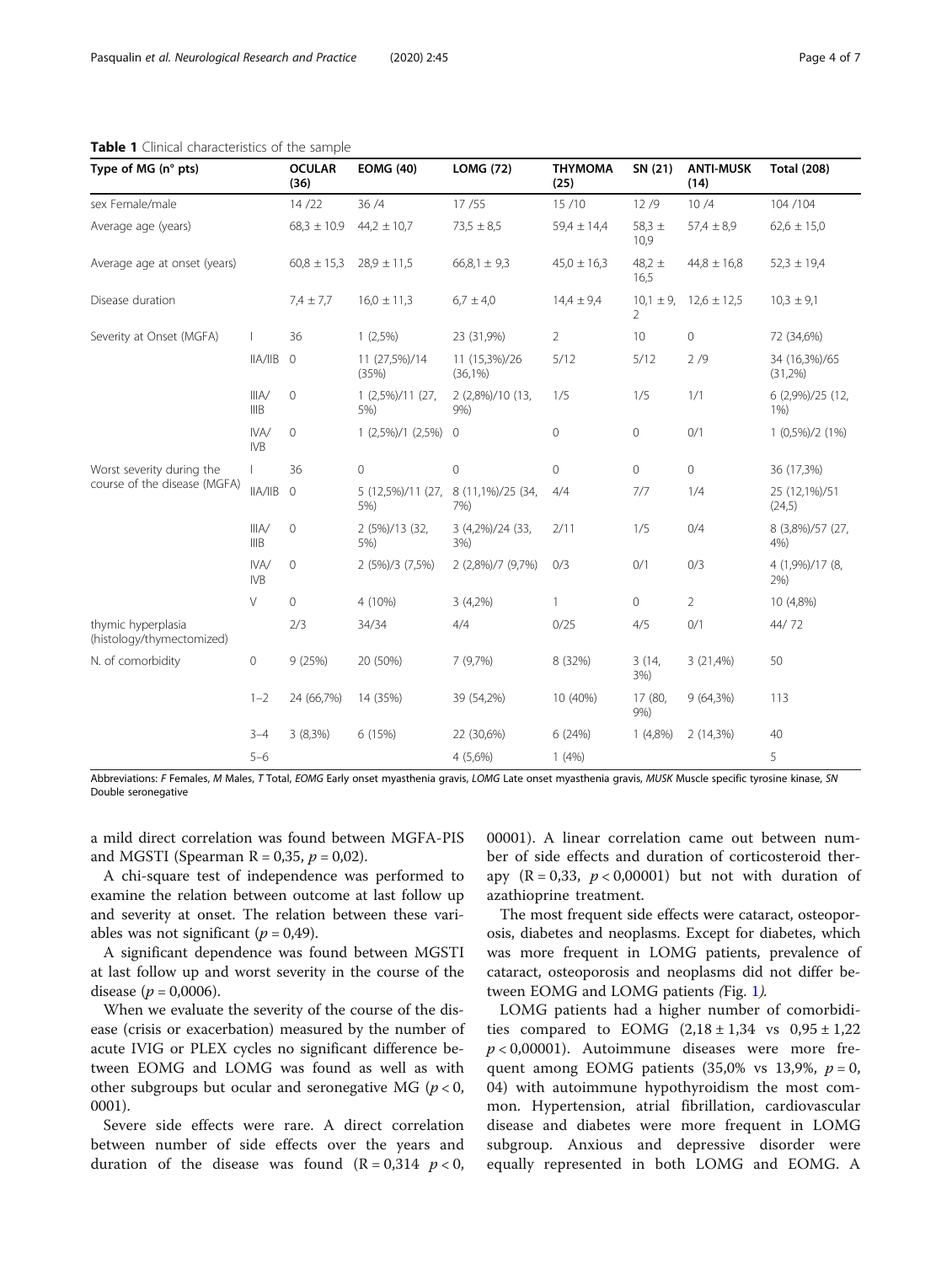**Table 1** Clinical characteristics of the sample

| Type of MG (n° pts) | | OCULAR (36) | EOMG (40) | LOMG (72) | THYMOMA (25) | SN (21) | ANTI-MUSK (14) | Total (208) |
|---|---|---|---|---|---|---|---|---|
| sex Female/male | | 14 /22 | 36 /4 | 17 /55 | 15 /10 | 12 /9 | 10 /4 | 104 /104 |
| Average age (years) | | 68,3 ± 10.9 | 44,2 ± 10,7 | 73,5 ± 8,5 | 59,4 ± 14,4 | 58,3 ± 10,9 | 57,4 ± 8,9 | 62,6 ± 15,0 |
| Average age at onset (years) | | 60,8 ± 15,3 | 28,9 ± 11,5 | 66,8,1 ± 9,3 | 45,0 ± 16,3 | 48,2 ± 16,5 | 44,8 ± 16,8 | 52,3 ± 19,4 |
| Disease duration | | 7,4 ± 7,7 | 16,0 ± 11,3 | 6,7 ± 4,0 | 14,4 ± 9,4 | 10,1 ± 9, 2 | 12,6 ± 12,5 | 10,3 ± 9,1 |
| Severity at Onset (MGFA) | I | 36 | 1 (2,5%) | 23 (31,9%) | 2 | 10 | 0 | 72 (34,6%) |
| | IIA/IIB | 0 | 11 (27,5%)/14 (35%) | 11 (15,3%)/26 (36,1%) | 5/12 | 5/12 | 2 /9 | 34 (16,3%)/65 (31,2%) |
| | IIIA/ IIIB | 0 | 1 (2,5%)/11 (27, 5%) | 2 (2,8%)/10 (13, 9%) | 1/5 | 1/5 | 1/1 | 6 (2,9%)/25 (12, 1%) |
| | IVA/ IVB | 0 | 1 (2,5%)/1 (2,5%) | 0 | 0 | 0 | 0/1 | 1 (0,5%)/2 (1%) |
| Worst severity during the course of the disease (MGFA) | I | 36 | 0 | 0 | 0 | 0 | 0 | 36 (17,3%) |
| | IIA/IIB | 0 | 5 (12,5%)/11 (27, 5%) | 8 (11,1%)/25 (34, 7%) | 4/4 | 7/7 | 1/4 | 25 (12,1%)/51 (24,5) |
| | IIIA/ IIIB | 0 | 2 (5%)/13 (32, 5%) | 3 (4,2%)/24 (33, 3%) | 2/11 | 1/5 | 0/4 | 8 (3,8%)/57 (27, 4%) |
| | IVA/ IVB | 0 | 2 (5%)/3 (7,5%) | 2 (2,8%)/7 (9,7%) | 0/3 | 0/1 | 0/3 | 4 (1,9%)/17 (8, 2%) |
| | V | 0 | 4 (10%) | 3 (4,2%) | 1 | 0 | 2 | 10 (4,8%) |
| thymic hyperplasia (histology/thymectomized) | | 2/3 | 34/34 | 4/4 | 0/25 | 4/5 | 0/1 | 44/ 72 |
| N. of comorbidity | 0 | 9 (25%) | 20 (50%) | 7 (9,7%) | 8 (32%) | 3 (14, 3%) | 3 (21,4%) | 50 |
| | 1–2 | 24 (66,7%) | 14 (35%) | 39 (54,2%) | 10 (40%) | 17 (80, 9%) | 9 (64,3%) | 113 |
| | 3–4 | 3 (8,3%) | 6 (15%) | 22 (30,6%) | 6 (24%) | 1 (4,8%) | 2 (14,3%) | 40 |
| | 5–6 | | | 4 (5,6%) | 1 (4%) | | | 5 |

Abbreviations: *F* Females, *M* Males, *T* Total, *EOMG* Early onset myasthenia gravis, *LOMG* Late onset myasthenia gravis, *MUSK* Muscle specific tyrosine kinase, *SN* Double seronegative

a mild direct correlation was found between MGFA-PIS and MGSTI (Spearman R = 0,35, $p = 0{,}02$).

A chi-square test of independence was performed to examine the relation between outcome at last follow up and severity at onset. The relation between these variables was not significant ($p = 0{,}49$).

A significant dependence was found between MGSTI at last follow up and worst severity in the course of the disease ($p = 0{,}0006$).

When we evaluate the severity of the course of the disease (crisis or exacerbation) measured by the number of acute IVIG or PLEX cycles no significant difference between EOMG and LOMG was found as well as with other subgroups but ocular and seronegative MG ($p < 0{,}0001$).

Severe side effects were rare. A direct correlation between number of side effects over the years and duration of the disease was found ($R = 0{,}314$ $p < 0{,}00001$). A linear correlation came out between number of side effects and duration of corticosteroid therapy ($R = 0{,}33$, $p < 0{,}00001$) but not with duration of azathioprine treatment.

The most frequent side effects were cataract, osteoporosis, diabetes and neoplasms. Except for diabetes, which was more frequent in LOMG patients, prevalence of cataract, osteoporosis and neoplasms did not differ between EOMG and LOMG patients *(*Fig. 1*)*.

LOMG patients had a higher number of comorbidities compared to EOMG ($2{,}18 \pm 1{,}34$ vs $0{,}95 \pm 1{,}22$ $p < 0{,}00001$). Autoimmune diseases were more frequent among EOMG patients (35,0% vs 13,9%, $p = 0{,}04$) with autoimmune hypothyroidism the most common. Hypertension, atrial fibrillation, cardiovascular disease and diabetes were more frequent in LOMG subgroup. Anxious and depressive disorder were equally represented in both LOMG and EOMG. A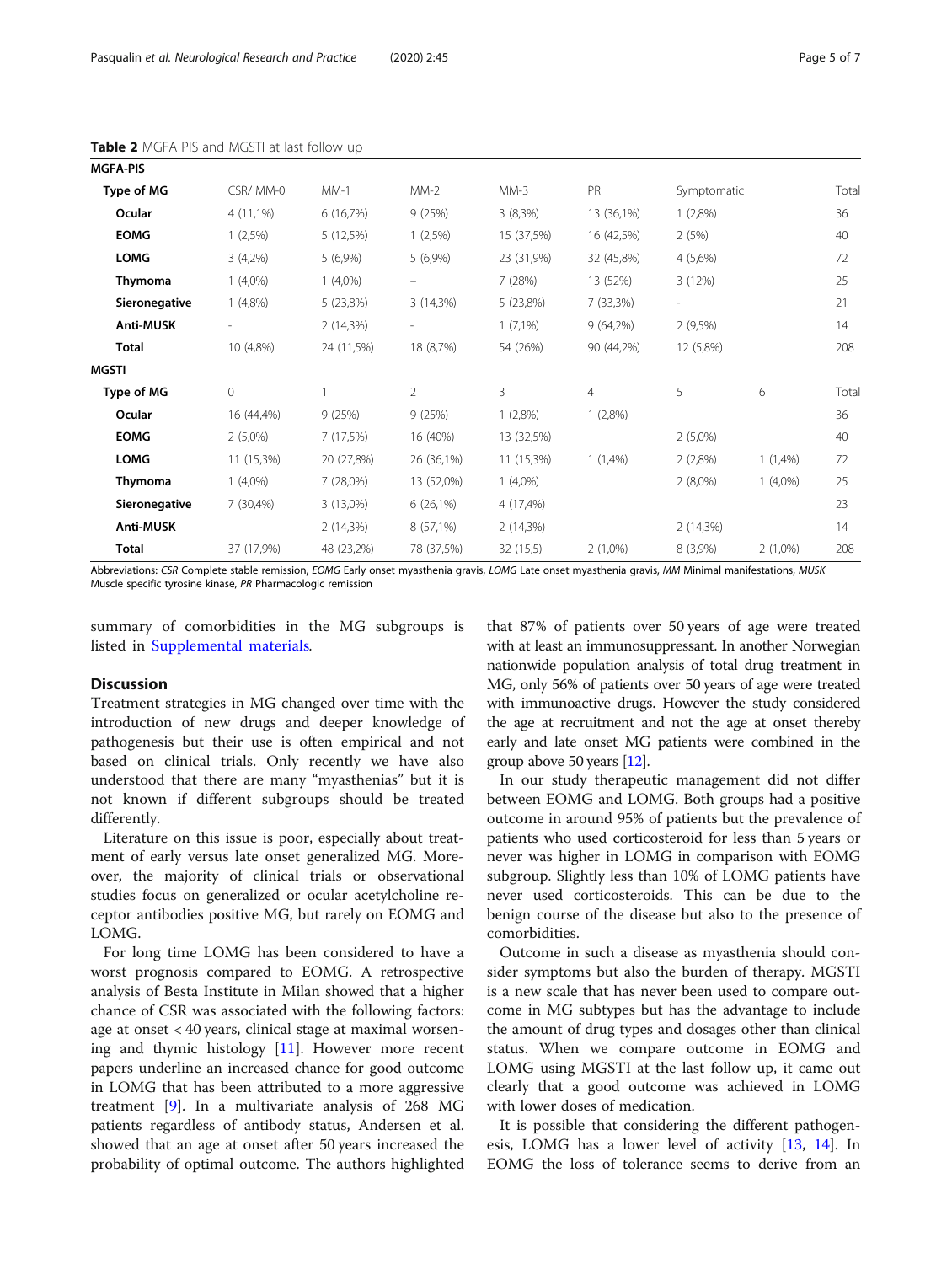**Table 2** MGFA PIS and MGSTI at last follow up

| **MGFA-PIS** | | | | | | | | |
|---|---|---|---|---|---|---|---|---|
| **Type of MG** | CSR/ MM-0 | MM-1 | MM-2 | MM-3 | PR | Symptomatic | | Total |
| **Ocular** | 4 (11,1%) | 6 (16,7%) | 9 (25%) | 3 (8,3%) | 13 (36,1%) | 1 (2,8%) | | 36 |
| **EOMG** | 1 (2,5%) | 5 (12,5%) | 1 (2,5%) | 15 (37,5%) | 16 (42,5%) | 2 (5%) | | 40 |
| **LOMG** | 3 (4,2%) | 5 (6,9%) | 5 (6,9%) | 23 (31,9%) | 32 (45,8%) | 4 (5,6%) | | 72 |
| **Thymoma** | 1 (4,0%) | 1 (4,0%) | – | 7 (28%) | 13 (52%) | 3 (12%) | | 25 |
| **Sieronegative** | 1 (4,8%) | 5 (23,8%) | 3 (14,3%) | 5 (23,8%) | 7 (33,3%) | - | | 21 |
| **Anti-MUSK** | - | 2 (14,3%) | - | 1 (7,1%) | 9 (64,2%) | 2 (9,5%) | | 14 |
| **Total** | 10 (4,8%) | 24 (11,5%) | 18 (8,7%) | 54 (26%) | 90 (44,2%) | 12 (5,8%) | | 208 |
| **MGSTI** | | | | | | | | |
| **Type of MG** | 0 | 1 | 2 | 3 | 4 | 5 | 6 | Total |
| **Ocular** | 16 (44,4%) | 9 (25%) | 9 (25%) | 1 (2,8%) | 1 (2,8%) | | | 36 |
| **EOMG** | 2 (5,0%) | 7 (17,5%) | 16 (40%) | 13 (32,5%) | | 2 (5,0%) | | 40 |
| **LOMG** | 11 (15,3%) | 20 (27,8%) | 26 (36,1%) | 11 (15,3%) | 1 (1,4%) | 2 (2,8%) | 1 (1,4%) | 72 |
| **Thymoma** | 1 (4,0%) | 7 (28,0%) | 13 (52,0%) | 1 (4,0%) | | 2 (8,0%) | 1 (4,0%) | 25 |
| **Sieronegative** | 7 (30,4%) | 3 (13,0%) | 6 (26,1%) | 4 (17,4%) | | | | 23 |
| **Anti-MUSK** | | 2 (14,3%) | 8 (57,1%) | 2 (14,3%) | | 2 (14,3%) | | 14 |
| **Total** | 37 (17,9%) | 48 (23,2%) | 78 (37,5%) | 32 (15,5) | 2 (1,0%) | 8 (3,9%) | 2 (1,0%) | 208 |

Abbreviations: *CSR* Complete stable remission, *EOMG* Early onset myasthenia gravis, *LOMG* Late onset myasthenia gravis, *MM* Minimal manifestations, *MUSK* Muscle specific tyrosine kinase, *PR* Pharmacologic remission

summary of comorbidities in the MG subgroups is listed in Supplemental materials.

## Discussion

Treatment strategies in MG changed over time with the introduction of new drugs and deeper knowledge of pathogenesis but their use is often empirical and not based on clinical trials. Only recently we have also understood that there are many "myasthenias" but it is not known if different subgroups should be treated differently.

Literature on this issue is poor, especially about treatment of early versus late onset generalized MG. Moreover, the majority of clinical trials or observational studies focus on generalized or ocular acetylcholine receptor antibodies positive MG, but rarely on EOMG and LOMG.

For long time LOMG has been considered to have a worst prognosis compared to EOMG. A retrospective analysis of Besta Institute in Milan showed that a higher chance of CSR was associated with the following factors: age at onset < 40 years, clinical stage at maximal worsening and thymic histology [11]. However more recent papers underline an increased chance for good outcome in LOMG that has been attributed to a more aggressive treatment [9]. In a multivariate analysis of 268 MG patients regardless of antibody status, Andersen et al. showed that an age at onset after 50 years increased the probability of optimal outcome. The authors highlighted that 87% of patients over 50 years of age were treated with at least an immunosuppressant. In another Norwegian nationwide population analysis of total drug treatment in MG, only 56% of patients over 50 years of age were treated with immunoactive drugs. However the study considered the age at recruitment and not the age at onset thereby early and late onset MG patients were combined in the group above 50 years [12].

In our study therapeutic management did not differ between EOMG and LOMG. Both groups had a positive outcome in around 95% of patients but the prevalence of patients who used corticosteroid for less than 5 years or never was higher in LOMG in comparison with EOMG subgroup. Slightly less than 10% of LOMG patients have never used corticosteroids. This can be due to the benign course of the disease but also to the presence of comorbidities.

Outcome in such a disease as myasthenia should consider symptoms but also the burden of therapy. MGSTI is a new scale that has never been used to compare outcome in MG subtypes but has the advantage to include the amount of drug types and dosages other than clinical status. When we compare outcome in EOMG and LOMG using MGSTI at the last follow up, it came out clearly that a good outcome was achieved in LOMG with lower doses of medication.

It is possible that considering the different pathogenesis, LOMG has a lower level of activity [13, 14]. In EOMG the loss of tolerance seems to derive from an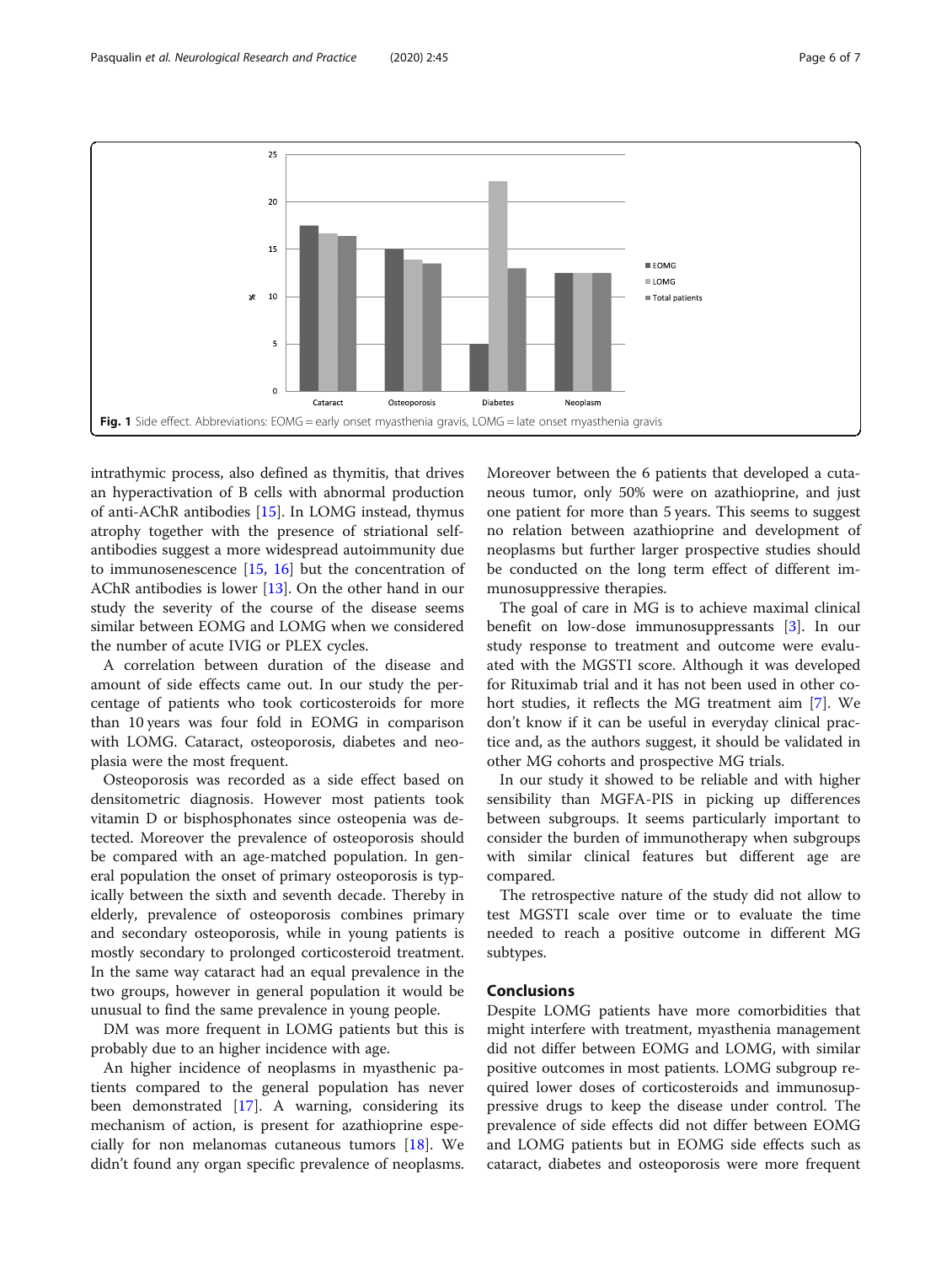Fig. 1 Side effect. Abbreviations: EOMG = early onset myasthenia gravis, LOMG = late onset myasthenia gravis

intrathymic process, also defined as thymitis, that drives an hyperactivation of B cells with abnormal production of anti-AChR antibodies [15]. In LOMG instead, thymus atrophy together with the presence of striational self-antibodies suggest a more widespread autoimmunity due to immunosenescence [15, 16] but the concentration of AChR antibodies is lower [13]. On the other hand in our study the severity of the course of the disease seems similar between EOMG and LOMG when we considered the number of acute IVIG or PLEX cycles.

A correlation between duration of the disease and amount of side effects came out. In our study the percentage of patients who took corticosteroids for more than 10 years was four fold in EOMG in comparison with LOMG. Cataract, osteoporosis, diabetes and neoplasia were the most frequent.

Osteoporosis was recorded as a side effect based on densitometric diagnosis. However most patients took vitamin D or bisphosphonates since osteopenia was detected. Moreover the prevalence of osteoporosis should be compared with an age-matched population. In general population the onset of primary osteoporosis is typically between the sixth and seventh decade. Thereby in elderly, prevalence of osteoporosis combines primary and secondary osteoporosis, while in young patients is mostly secondary to prolonged corticosteroid treatment. In the same way cataract had an equal prevalence in the two groups, however in general population it would be unusual to find the same prevalence in young people.

DM was more frequent in LOMG patients but this is probably due to an higher incidence with age.

An higher incidence of neoplasms in myasthenic patients compared to the general population has never been demonstrated [17]. A warning, considering its mechanism of action, is present for azathioprine especially for non melanomas cutaneous tumors [18]. We didn't found any organ specific prevalence of neoplasms. Moreover between the 6 patients that developed a cutaneous tumor, only 50% were on azathioprine, and just one patient for more than 5 years. This seems to suggest no relation between azathioprine and development of neoplasms but further larger prospective studies should be conducted on the long term effect of different immunosuppressive therapies.

The goal of care in MG is to achieve maximal clinical benefit on low-dose immunosuppressants [3]. In our study response to treatment and outcome were evaluated with the MGSTI score. Although it was developed for Rituximab trial and it has not been used in other cohort studies, it reflects the MG treatment aim [7]. We don't know if it can be useful in everyday clinical practice and, as the authors suggest, it should be validated in other MG cohorts and prospective MG trials.

In our study it showed to be reliable and with higher sensibility than MGFA-PIS in picking up differences between subgroups. It seems particularly important to consider the burden of immunotherapy when subgroups with similar clinical features but different age are compared.

The retrospective nature of the study did not allow to test MGSTI scale over time or to evaluate the time needed to reach a positive outcome in different MG subtypes.

## Conclusions

Despite LOMG patients have more comorbidities that might interfere with treatment, myasthenia management did not differ between EOMG and LOMG, with similar positive outcomes in most patients. LOMG subgroup required lower doses of corticosteroids and immunosuppressive drugs to keep the disease under control. The prevalence of side effects did not differ between EOMG and LOMG patients but in EOMG side effects such as cataract, diabetes and osteoporosis were more frequent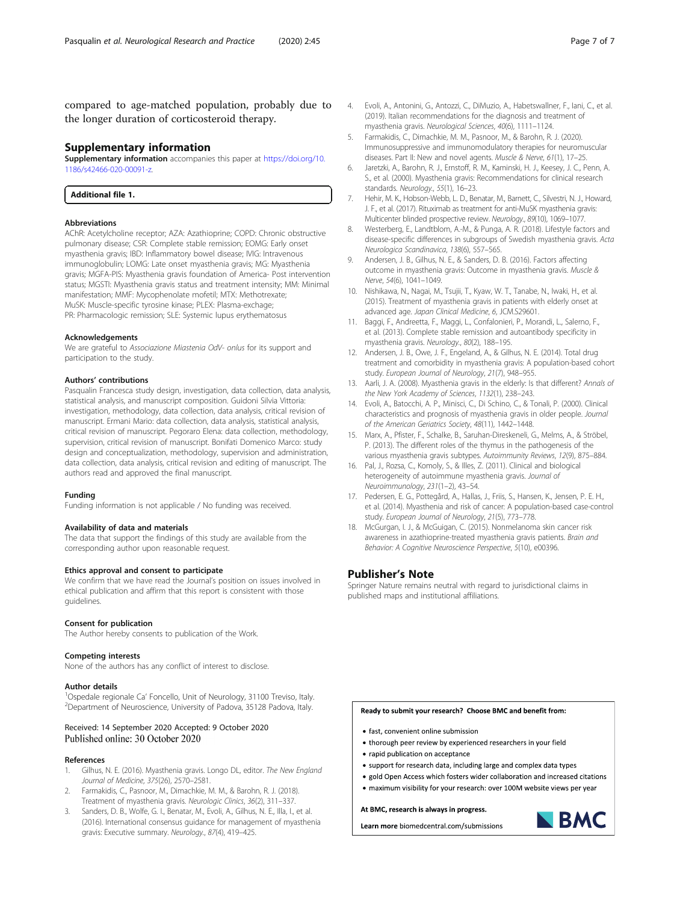compared to age-matched population, probably due to the longer duration of corticosteroid therapy.

## Supplementary information

**Supplementary information** accompanies this paper at https://doi.org/10.1186/s42466-020-00091-z.

**Additional file 1.**

### Abbreviations

AChR: Acetylcholine receptor; AZA: Azathioprine; COPD: Chronic obstructive pulmonary disease; CSR: Complete stable remission; EOMG: Early onset myasthenia gravis; IBD: Inflammatory bowel disease; IVIG: Intravenous immunoglobulin; LOMG: Late onset myasthenia gravis; MG: Myasthenia gravis; MGFA-PIS: Myasthenia gravis foundation of America- Post intervention status; MGSTI: Myasthenia gravis status and treatment intensity; MM: Minimal manifestation; MMF: Mycophenolate mofetil; MTX: Methotrexate; MuSK: Muscle-specific tyrosine kinase; PLEX: Plasma-exchange; PR: Pharmacologic remission; SLE: Systemic lupus erythematosus

### Acknowledgements

We are grateful to *Associazione Miastenia OdV- onlus* for its support and participation to the study.

### Authors' contributions

Pasqualin Francesca study design, investigation, data collection, data analysis, statistical analysis, and manuscript composition. Guidoni Silvia Vittoria: investigation, methodology, data collection, data analysis, critical revision of manuscript. Ermani Mario: data collection, data analysis, statistical analysis, critical revision of manuscript. Pegoraro Elena: data collection, methodology, supervision, critical revision of manuscript. Bonifati Domenico Marco: study design and conceptualization, methodology, supervision and administration, data collection, data analysis, critical revision and editing of manuscript. The authors read and approved the final manuscript.

### Funding

Funding information is not applicable / No funding was received.

### Availability of data and materials

The data that support the findings of this study are available from the corresponding author upon reasonable request.

### Ethics approval and consent to participate

We confirm that we have read the Journal's position on issues involved in ethical publication and affirm that this report is consistent with those guidelines.

### Consent for publication

The Author hereby consents to publication of the Work.

### Competing interests

None of the authors has any conflict of interest to disclose.

### Author details

[1]Ospedale regionale Ca' Foncello, Unit of Neurology, 31100 Treviso, Italy. [2]Department of Neuroscience, University of Padova, 35128 Padova, Italy.

Received: 14 September 2020 Accepted: 9 October 2020
Published online: 30 October 2020

### References

1. Gilhus, N. E. (2016). Myasthenia gravis. Longo DL, editor. *The New England Journal of Medicine*, *375*(26), 2570–2581.
2. Farmakidis, C., Pasnoor, M., Dimachkie, M. M., & Barohn, R. J. (2018). Treatment of myasthenia gravis. *Neurologic Clinics*, *36*(2), 311–337.
3. Sanders, D. B., Wolfe, G. I., Benatar, M., Evoli, A., Gilhus, N. E., Illa, I., et al. (2016). International consensus guidance for management of myasthenia gravis: Executive summary. *Neurology.*, *87*(4), 419–425.
4. Evoli, A., Antonini, G., Antozzi, C., DiMuzio, A., Habetswallner, F., Iani, C., et al. (2019). Italian recommendations for the diagnosis and treatment of myasthenia gravis. *Neurological Sciences*, *40*(6), 1111–1124.
5. Farmakidis, C., Dimachkie, M. M., Pasnoor, M., & Barohn, R. J. (2020). Immunosuppressive and immunomodulatory therapies for neuromuscular diseases. Part II: New and novel agents. *Muscle & Nerve*, *61*(1), 17–25.
6. Jaretzki, A., Barohn, R. J., Ernstoff, R. M., Kaminski, H. J., Keesey, J. C., Penn, A. S., et al. (2000). Myasthenia gravis: Recommendations for clinical research standards. *Neurology.*, *55*(1), 16–23.
7. Hehir, M. K., Hobson-Webb, L. D., Benatar, M., Barnett, C., Silvestri, N. J., Howard, J. F., et al. (2017). Rituximab as treatment for anti-MuSK myasthenia gravis: Multicenter blinded prospective review. *Neurology.*, *89*(10), 1069–1077.
8. Westerberg, E., Landtblom, A.-M., & Punga, A. R. (2018). Lifestyle factors and disease-specific differences in subgroups of Swedish myasthenia gravis. *Acta Neurologica Scandinavica*, *138*(6), 557–565.
9. Andersen, J. B., Gilhus, N. E., & Sanders, D. B. (2016). Factors affecting outcome in myasthenia gravis: Outcome in myasthenia gravis. *Muscle & Nerve*, *54*(6), 1041–1049.
10. Nishikawa, N., Nagai, M., Tsujii, T., Kyaw, W. T., Tanabe, N., Iwaki, H., et al. (2015). Treatment of myasthenia gravis in patients with elderly onset at advanced age. *Japan Clinical Medicine*, *6*, JCM.S29601.
11. Baggi, F., Andreetta, F., Maggi, L., Confalonieri, P., Morandi, L., Salerno, F., et al. (2013). Complete stable remission and autoantibody specificity in myasthenia gravis. *Neurology.*, *80*(2), 188–195.
12. Andersen, J. B., Owe, J. F., Engeland, A., & Gilhus, N. E. (2014). Total drug treatment and comorbidity in myasthenia gravis: A population-based cohort study. *European Journal of Neurology*, *21*(7), 948–955.
13. Aarli, J. A. (2008). Myasthenia gravis in the elderly: Is that different? *Annals of the New York Academy of Sciences*, *1132*(1), 238–243.
14. Evoli, A., Batocchi, A. P., Minisci, C., Di Schino, C., & Tonali, P. (2000). Clinical characteristics and prognosis of myasthenia gravis in older people. *Journal of the American Geriatrics Society*, *48*(11), 1442–1448.
15. Marx, A., Pfister, F., Schalke, B., Saruhan-Direskeneli, G., Melms, A., & Ströbel, P. (2013). The different roles of the thymus in the pathogenesis of the various myasthenia gravis subtypes. *Autoimmunity Reviews*, *12*(9), 875–884.
16. Pal, J., Rozsa, C., Komoly, S., & Illes, Z. (2011). Clinical and biological heterogeneity of autoimmune myasthenia gravis. *Journal of Neuroimmunology*, *231*(1–2), 43–54.
17. Pedersen, E. G., Pottegård, A., Hallas, J., Friis, S., Hansen, K., Jensen, P. E. H., et al. (2014). Myasthenia and risk of cancer: A population-based case-control study. *European Journal of Neurology*, *21*(5), 773–778.
18. McGurgan, I. J., & McGuigan, C. (2015). Nonmelanoma skin cancer risk awareness in azathioprine-treated myasthenia gravis patients. *Brain and Behavior: A Cognitive Neuroscience Perspective*, *5*(10), e00396.

## Publisher's Note

Springer Nature remains neutral with regard to jurisdictional claims in published maps and institutional affiliations.

**Ready to submit your research? Choose BMC and benefit from:**

- fast, convenient online submission
- thorough peer review by experienced researchers in your field
- rapid publication on acceptance
- support for research data, including large and complex data types
- gold Open Access which fosters wider collaboration and increased citations
- maximum visibility for your research: over 100M website views per year

**At BMC, research is always in progress.**

**Learn more** biomedcentral.com/submissions

BMC